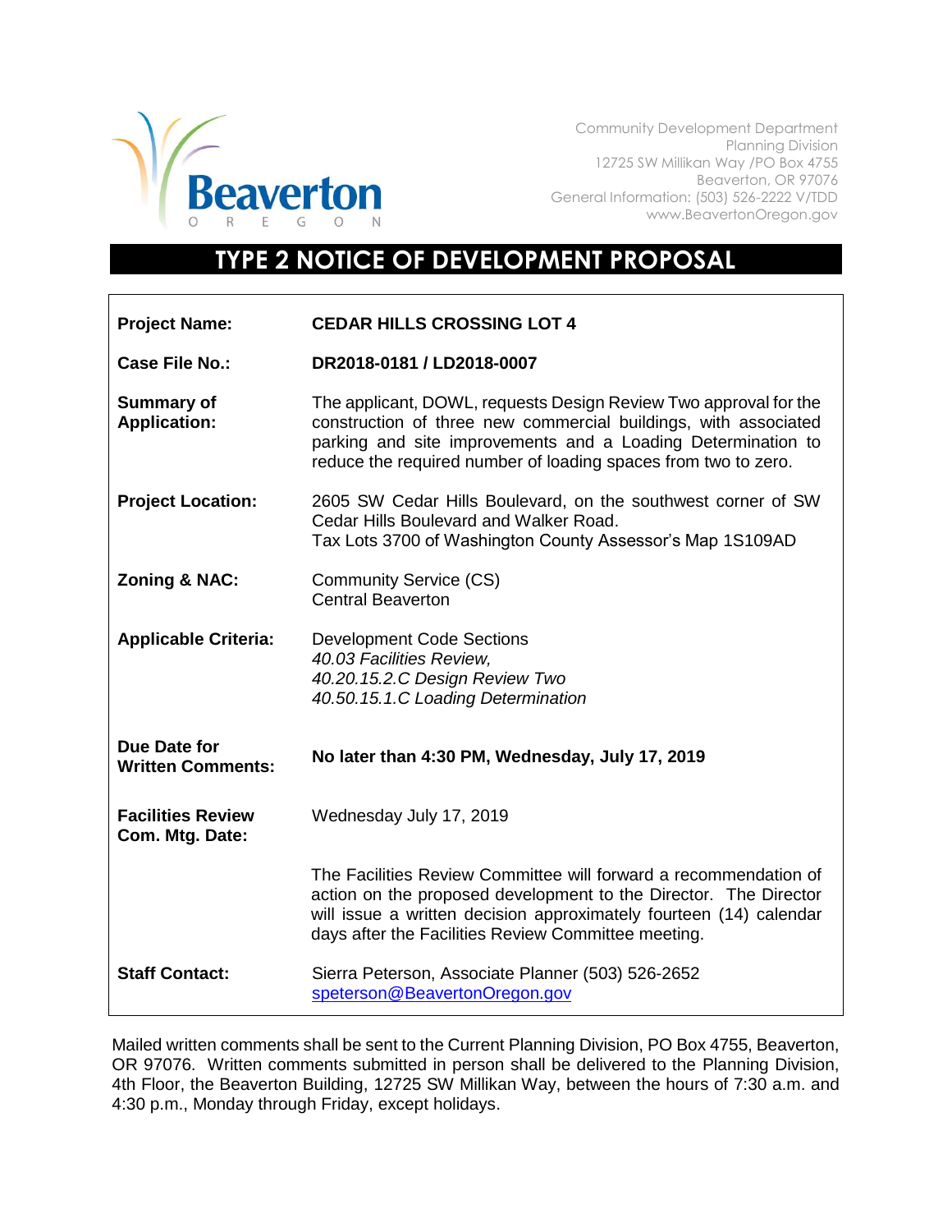Beaverton OREGON

Community Development Department
Planning Division
12725 SW Millikan Way /PO Box 4755
Beaverton, OR 97076
General Information: (503) 526-2222 V/TDD
www.BeavertonOregon.gov

# TYPE 2 NOTICE OF DEVELOPMENT PROPOSAL

| | |
|---|---|
| **Project Name:** | **CEDAR HILLS CROSSING LOT 4** |
| **Case File No.:** | **DR2018-0181 / LD2018-0007** |
| **Summary of Application:** | The applicant, DOWL, requests Design Review Two approval for the construction of three new commercial buildings, with associated parking and site improvements and a Loading Determination to reduce the required number of loading spaces from two to zero. |
| **Project Location:** | 2605 SW Cedar Hills Boulevard, on the southwest corner of SW Cedar Hills Boulevard and Walker Road.<br>Tax Lots 3700 of Washington County Assessor's Map 1S109AD |
| **Zoning & NAC:** | Community Service (CS)<br>Central Beaverton |
| **Applicable Criteria:** | Development Code Sections<br>*40.03 Facilities Review,*<br>*40.20.15.2.C Design Review Two*<br>*40.50.15.1.C Loading Determination* |
| **Due Date for Written Comments:** | **No later than 4:30 PM, Wednesday, July 17, 2019** |
| **Facilities Review Com. Mtg. Date:** | Wednesday July 17, 2019 |
| | The Facilities Review Committee will forward a recommendation of action on the proposed development to the Director. The Director will issue a written decision approximately fourteen (14) calendar days after the Facilities Review Committee meeting. |
| **Staff Contact:** | Sierra Peterson, Associate Planner (503) 526-2652<br>speterson@BeavertonOregon.gov |

Mailed written comments shall be sent to the Current Planning Division, PO Box 4755, Beaverton, OR 97076. Written comments submitted in person shall be delivered to the Planning Division, 4th Floor, the Beaverton Building, 12725 SW Millikan Way, between the hours of 7:30 a.m. and 4:30 p.m., Monday through Friday, except holidays.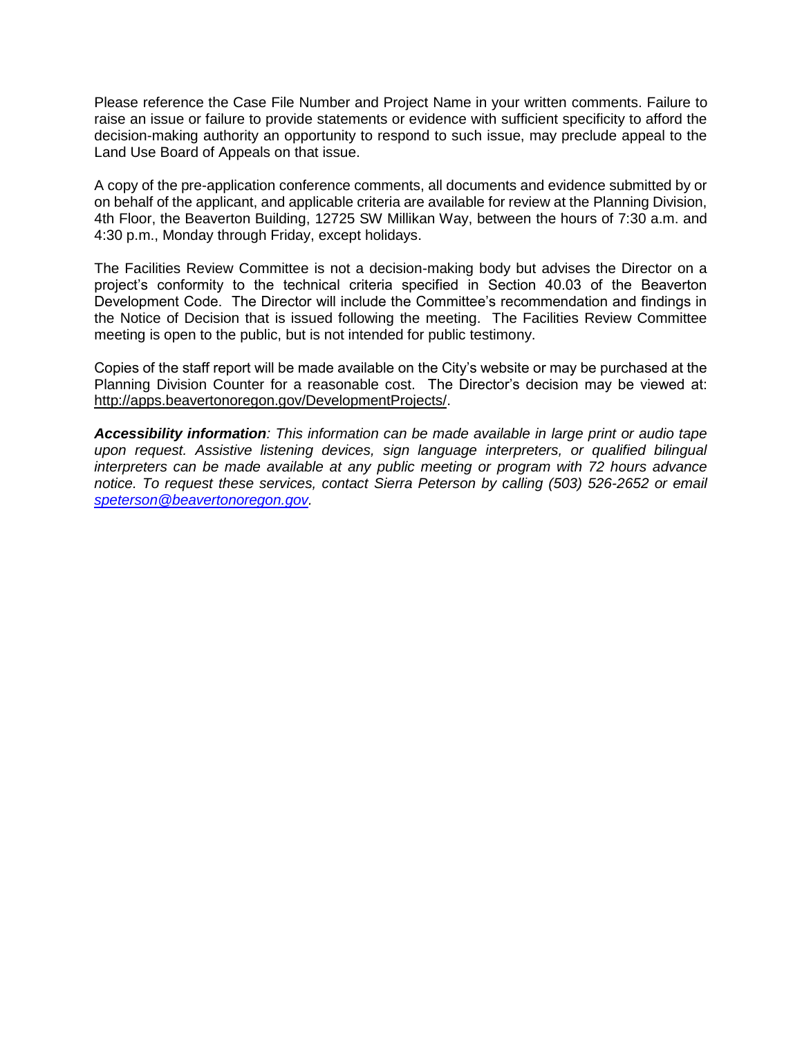Please reference the Case File Number and Project Name in your written comments. Failure to raise an issue or failure to provide statements or evidence with sufficient specificity to afford the decision-making authority an opportunity to respond to such issue, may preclude appeal to the Land Use Board of Appeals on that issue.

A copy of the pre-application conference comments, all documents and evidence submitted by or on behalf of the applicant, and applicable criteria are available for review at the Planning Division, 4th Floor, the Beaverton Building, 12725 SW Millikan Way, between the hours of 7:30 a.m. and 4:30 p.m., Monday through Friday, except holidays.

The Facilities Review Committee is not a decision-making body but advises the Director on a project's conformity to the technical criteria specified in Section 40.03 of the Beaverton Development Code. The Director will include the Committee's recommendation and findings in the Notice of Decision that is issued following the meeting. The Facilities Review Committee meeting is open to the public, but is not intended for public testimony.

Copies of the staff report will be made available on the City's website or may be purchased at the Planning Division Counter for a reasonable cost. The Director's decision may be viewed at: http://apps.beavertonoregon.gov/DevelopmentProjects/.

***Accessibility information****: This information can be made available in large print or audio tape upon request. Assistive listening devices, sign language interpreters, or qualified bilingual interpreters can be made available at any public meeting or program with 72 hours advance notice. To request these services, contact Sierra Peterson by calling (503) 526-2652 or email speterson@beavertonoregon.gov.*